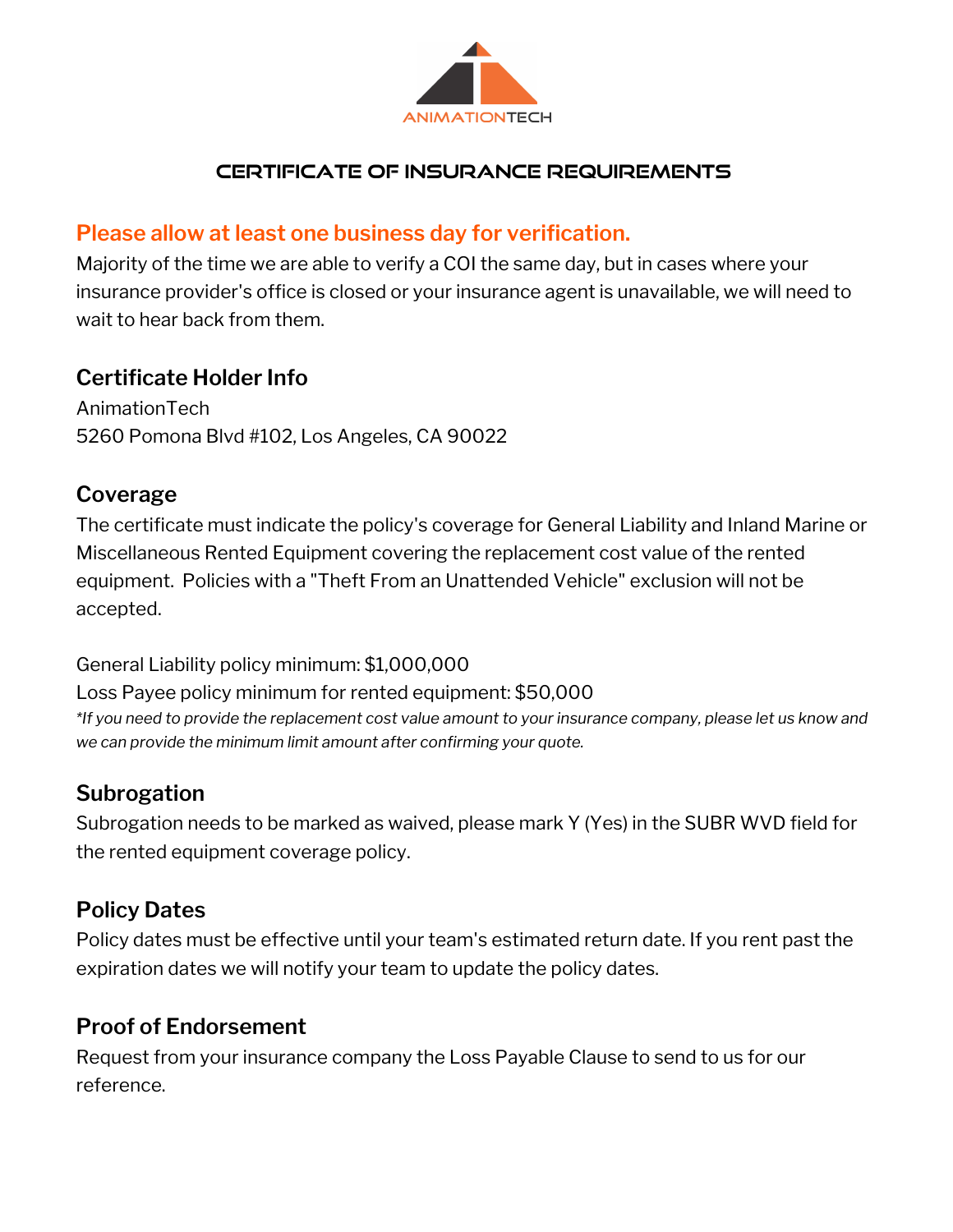ANIMATIONTECH

# CERTIFICATE OF INSURANCE REQUIREMENTS

## Please allow at least one business day for verification.

Majority of the time we are able to verify a COI the same day, but in cases where your insurance provider's office is closed or your insurance agent is unavailable, we will need to wait to hear back from them.

## Certificate Holder Info

AnimationTech
5260 Pomona Blvd #102, Los Angeles, CA 90022

## Coverage

The certificate must indicate the policy's coverage for General Liability and Inland Marine or Miscellaneous Rented Equipment covering the replacement cost value of the rented equipment. Policies with a "Theft From an Unattended Vehicle" exclusion will not be accepted.

General Liability policy minimum: $1,000,000
Loss Payee policy minimum for rented equipment: $50,000
*\*If you need to provide the replacement cost value amount to your insurance company, please let us know and we can provide the minimum limit amount after confirming your quote.*

## Subrogation

Subrogation needs to be marked as waived, please mark Y (Yes) in the SUBR WVD field for the rented equipment coverage policy.

## Policy Dates

Policy dates must be effective until your team's estimated return date. If you rent past the expiration dates we will notify your team to update the policy dates.

## Proof of Endorsement

Request from your insurance company the Loss Payable Clause to send to us for our reference.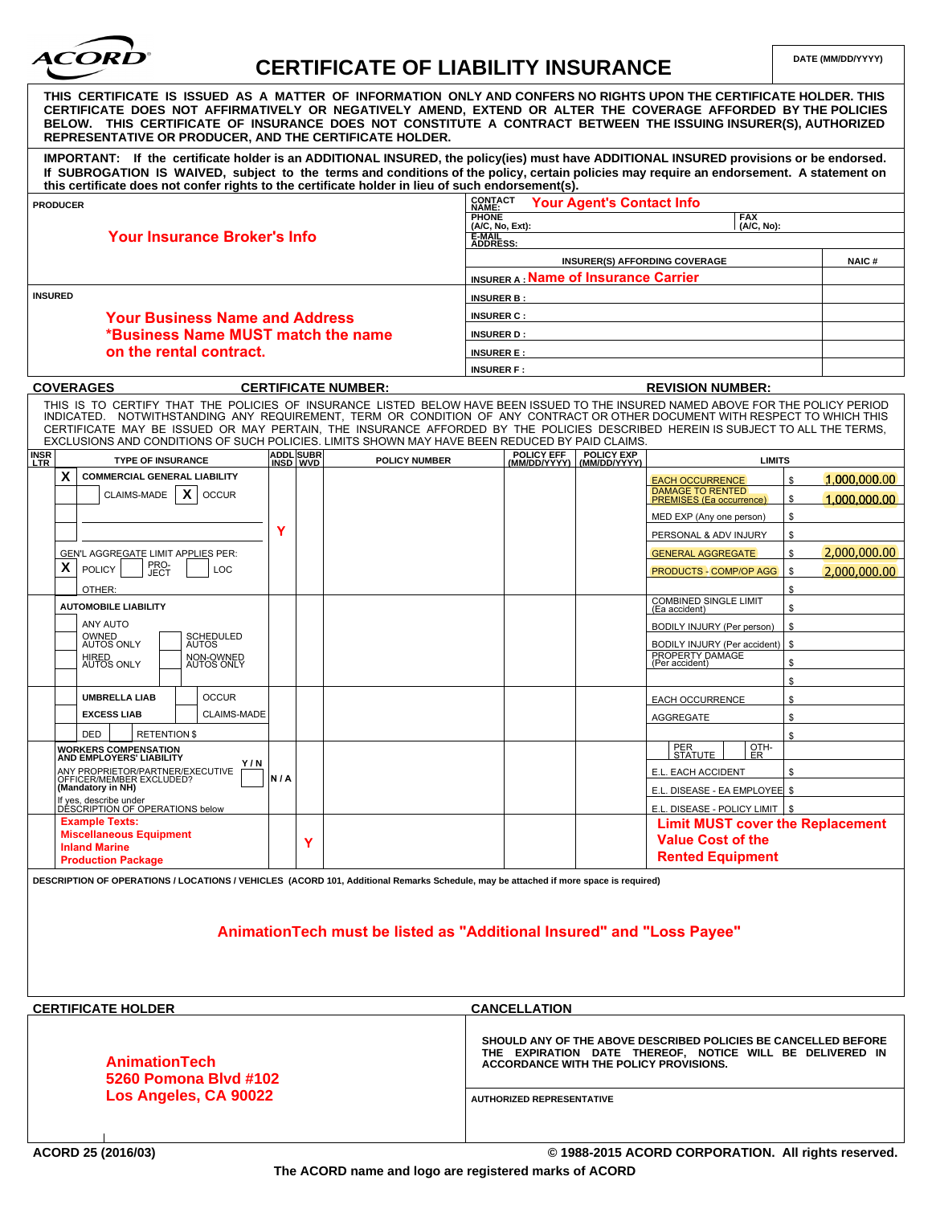# CERTIFICATE OF LIABILITY INSURANCE

ACORD

DATE (MM/DD/YYYY)

**THIS CERTIFICATE IS ISSUED AS A MATTER OF INFORMATION ONLY AND CONFERS NO RIGHTS UPON THE CERTIFICATE HOLDER. THIS CERTIFICATE DOES NOT AFFIRMATIVELY OR NEGATIVELY AMEND, EXTEND OR ALTER THE COVERAGE AFFORDED BY THE POLICIES BELOW. THIS CERTIFICATE OF INSURANCE DOES NOT CONSTITUTE A CONTRACT BETWEEN THE ISSUING INSURER(S), AUTHORIZED REPRESENTATIVE OR PRODUCER, AND THE CERTIFICATE HOLDER.**

**IMPORTANT: If the certificate holder is an ADDITIONAL INSURED, the policy(ies) must have ADDITIONAL INSURED provisions or be endorsed. If SUBROGATION IS WAIVED, subject to the terms and conditions of the policy, certain policies may require an endorsement. A statement on this certificate does not confer rights to the certificate holder in lieu of such endorsement(s).**

| | |
|---|---|
| **PRODUCER**<br><br>**Your Insurance Broker's Info** | **CONTACT NAME:** **Your Agent's Contact Info**<br>**PHONE (A/C, No, Ext):** **FAX (A/C, No):**<br>**E-MAIL ADDRESS:** |
| | **INSURER(S) AFFORDING COVERAGE** — **NAIC #** |
| | **INSURER A : Name of Insurance Carrier** |
| **INSURED**<br><br>**Your Business Name and Address**<br>**\*Business Name MUST match the name on the rental contract.** | **INSURER B :** |
| | **INSURER C :** |
| | **INSURER D :** |
| | **INSURER E :** |
| | **INSURER F :** |

**COVERAGES** **CERTIFICATE NUMBER:** **REVISION NUMBER:**

THIS IS TO CERTIFY THAT THE POLICIES OF INSURANCE LISTED BELOW HAVE BEEN ISSUED TO THE INSURED NAMED ABOVE FOR THE POLICY PERIOD INDICATED. NOTWITHSTANDING ANY REQUIREMENT, TERM OR CONDITION OF ANY CONTRACT OR OTHER DOCUMENT WITH RESPECT TO WHICH THIS CERTIFICATE MAY BE ISSUED OR MAY PERTAIN, THE INSURANCE AFFORDED BY THE POLICIES DESCRIBED HEREIN IS SUBJECT TO ALL THE TERMS, EXCLUSIONS AND CONDITIONS OF SUCH POLICIES. LIMITS SHOWN MAY HAVE BEEN REDUCED BY PAID CLAIMS.

| INSR LTR | TYPE OF INSURANCE | ADDL INSD | SUBR WVD | POLICY NUMBER | POLICY EFF (MM/DD/YYYY) | POLICY EXP (MM/DD/YYYY) | LIMITS | |
|---|---|---|---|---|---|---|---|---|
| | X COMMERCIAL GENERAL LIABILITY<br>CLAIMS-MADE / X OCCUR<br><br>GEN'L AGGREGATE LIMIT APPLIES PER:<br>X POLICY / PRO-JECT / LOC<br>OTHER: | Y | | | | | EACH OCCURRENCE | $ 1,000,000.00 |
| | | | | | | | DAMAGE TO RENTED PREMISES (Ea occurrence) | $ 1,000,000.00 |
| | | | | | | | MED EXP (Any one person) | $ |
| | | | | | | | PERSONAL & ADV INJURY | $ |
| | | | | | | | GENERAL AGGREGATE | $ 2,000,000.00 |
| | | | | | | | PRODUCTS - COMP/OP AGG | $ 2,000,000.00 |
| | | | | | | | | $ |
| | AUTOMOBILE LIABILITY<br>ANY AUTO<br>OWNED AUTOS ONLY / SCHEDULED AUTOS<br>HIRED AUTOS ONLY / NON-OWNED AUTOS ONLY | | | | | | COMBINED SINGLE LIMIT (Ea accident) | $ |
| | | | | | | | BODILY INJURY (Per person) | $ |
| | | | | | | | BODILY INJURY (Per accident) | $ |
| | | | | | | | PROPERTY DAMAGE (Per accident) | $ |
| | | | | | | | | $ |
| | UMBRELLA LIAB / OCCUR<br>EXCESS LIAB / CLAIMS-MADE<br>DED / RETENTION $ | | | | | | EACH OCCURRENCE | $ |
| | | | | | | | AGGREGATE | $ |
| | | | | | | | | $ |
| | WORKERS COMPENSATION AND EMPLOYERS' LIABILITY Y/N<br>ANY PROPRIETOR/PARTNER/EXECUTIVE OFFICER/MEMBER EXCLUDED? (Mandatory in NH)<br>If yes, describe under DESCRIPTION OF OPERATIONS below | N / A | | | | | PER STATUTE / OTH-ER | |
| | | | | | | | E.L. EACH ACCIDENT | $ |
| | | | | | | | E.L. DISEASE - EA EMPLOYEE | $ |
| | | | | | | | E.L. DISEASE - POLICY LIMIT | $ |
| | **Example Texts:**<br>**Miscellaneous Equipment**<br>**Inland Marine**<br>**Production Package** | | Y | | | | **Limit MUST cover the Replacement Value Cost of the Rented Equipment** | |

**DESCRIPTION OF OPERATIONS / LOCATIONS / VEHICLES (ACORD 101, Additional Remarks Schedule, may be attached if more space is required)**

**AnimationTech must be listed as "Additional Insured" and "Loss Payee"**

| **CERTIFICATE HOLDER** | **CANCELLATION** |
|---|---|
| **AnimationTech**<br>**5260 Pomona Blvd #102**<br>**Los Angeles, CA 90022** | **SHOULD ANY OF THE ABOVE DESCRIBED POLICIES BE CANCELLED BEFORE THE EXPIRATION DATE THEREOF, NOTICE WILL BE DELIVERED IN ACCORDANCE WITH THE POLICY PROVISIONS.**<br><br>**AUTHORIZED REPRESENTATIVE** |

**ACORD 25 (2016/03)** **© 1988-2015 ACORD CORPORATION. All rights reserved.**

**The ACORD name and logo are registered marks of ACORD**